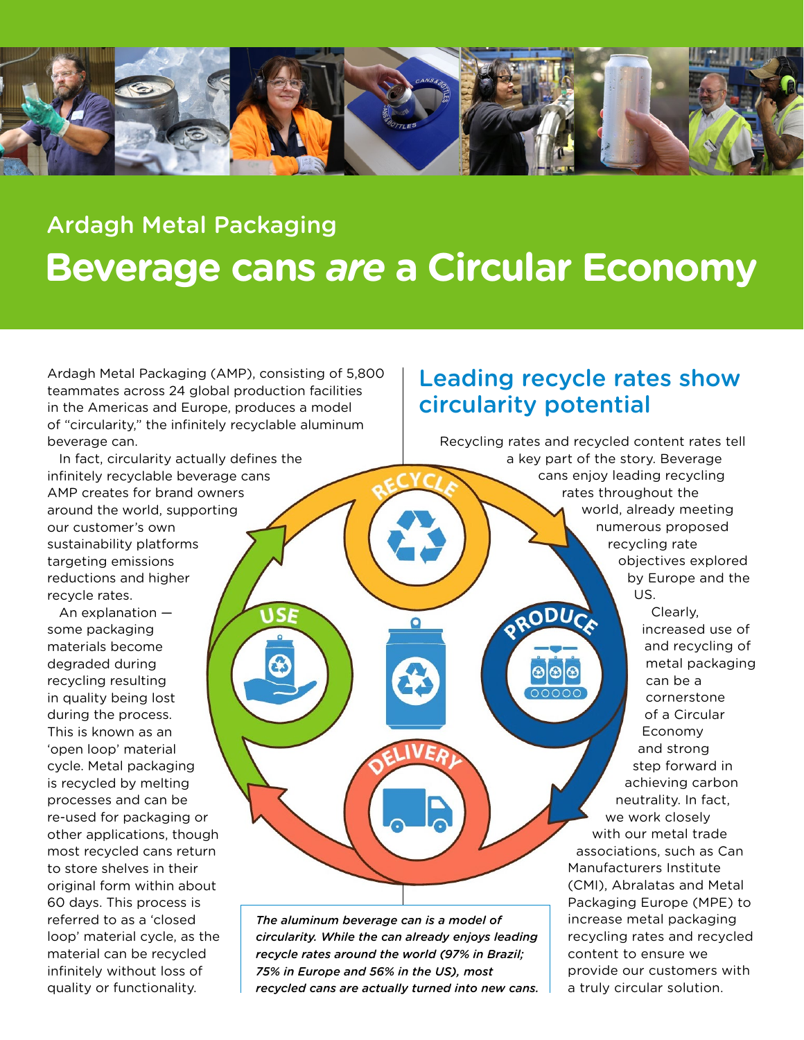Ardagh Metal Packaging

# Beverage cans *are* a Circular Economy

Ardagh Metal Packaging (AMP), consisting of 5,800 teammates across 24 global production facilities in the Americas and Europe, produces a model of "circularity," the infinitely recyclable aluminum beverage can.

In fact, circularity actually defines the infinitely recyclable beverage cans AMP creates for brand owners around the world, supporting our customer's own sustainability platforms targeting emissions reductions and higher recycle rates.

An explanation — some packaging materials become degraded during recycling resulting in quality being lost during the process. This is known as an 'open loop' material cycle. Metal packaging is recycled by melting processes and can be re-used for packaging or other applications, though most recycled cans return to store shelves in their original form within about 60 days. This process is referred to as a 'closed loop' material cycle, as the material can be recycled infinitely without loss of quality or functionality.

## Leading recycle rates show circularity potential

Recycling rates and recycled content rates tell a key part of the story. Beverage cans enjoy leading recycling rates throughout the world, already meeting numerous proposed recycling rate objectives explored by Europe and the US.

Clearly, increased use of and recycling of metal packaging can be a cornerstone of a Circular Economy and strong step forward in achieving carbon neutrality. In fact, we work closely with our metal trade associations, such as Can Manufacturers Institute (CMI), Abralatas and Metal Packaging Europe (MPE) to increase metal packaging recycling rates and recycled content to ensure we provide our customers with a truly circular solution.

RECYCLE → PRODUCE → DELIVERY → USE

***The aluminum beverage can is a model of circularity. While the can already enjoys leading recycle rates around the world (97% in Brazil; 75% in Europe and 56% in the US), most recycled cans are actually turned into new cans.***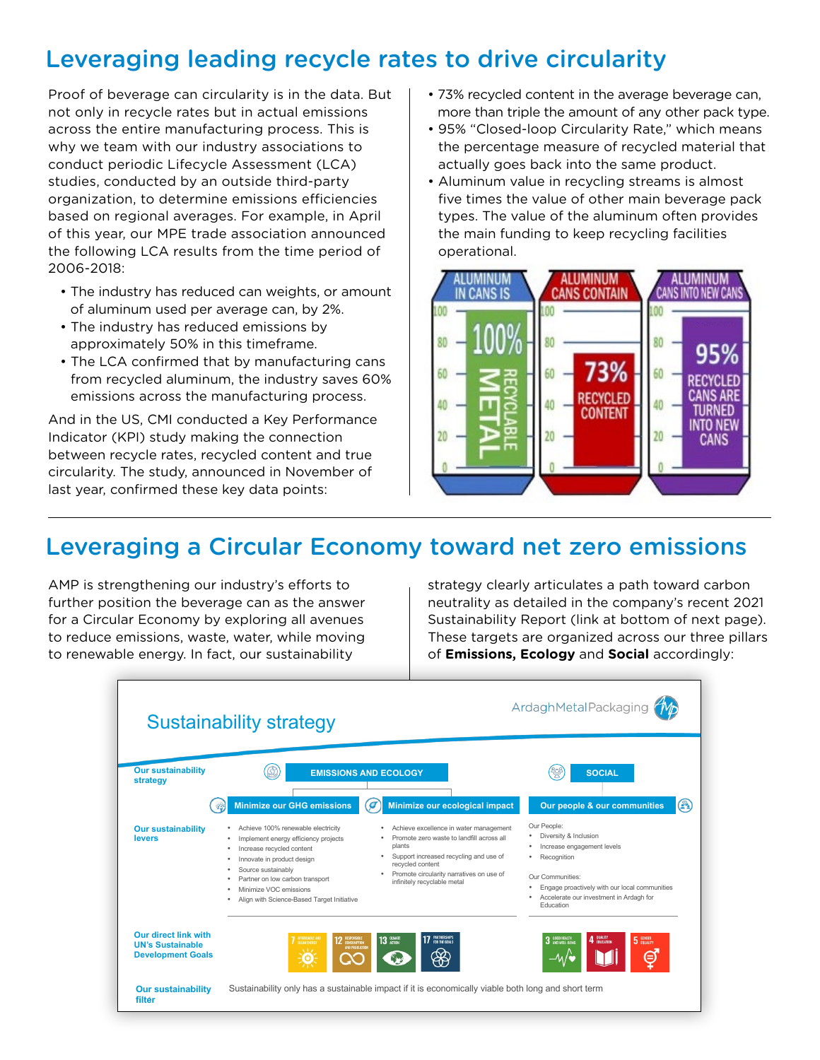## Leveraging leading recycle rates to drive circularity

Proof of beverage can circularity is in the data. But not only in recycle rates but in actual emissions across the entire manufacturing process. This is why we team with our industry associations to conduct periodic Lifecycle Assessment (LCA) studies, conducted by an outside third-party organization, to determine emissions efficiencies based on regional averages. For example, in April of this year, our MPE trade association announced the following LCA results from the time period of 2006-2018:

- The industry has reduced can weights, or amount of aluminum used per average can, by 2%.
- The industry has reduced emissions by approximately 50% in this timeframe.
- The LCA confirmed that by manufacturing cans from recycled aluminum, the industry saves 60% emissions across the manufacturing process.

And in the US, CMI conducted a Key Performance Indicator (KPI) study making the connection between recycle rates, recycled content and true circularity. The study, announced in November of last year, confirmed these key data points:

- 73% recycled content in the average beverage can, more than triple the amount of any other pack type.
- 95% "Closed-loop Circularity Rate," which means the percentage measure of recycled material that actually goes back into the same product.
- Aluminum value in recycling streams is almost five times the value of other main beverage pack types. The value of the aluminum often provides the main funding to keep recycling facilities operational.

ALUMINUM IN CANS IS 100% RECYCLABLE METAL

ALUMINUM CANS CONTAIN 73% RECYCLED CONTENT

ALUMINUM CANS INTO NEW CANS 95% RECYCLED CANS ARE TURNED INTO NEW CANS

## Leveraging a Circular Economy toward net zero emissions

AMP is strengthening our industry's efforts to further position the beverage can as the answer for a Circular Economy by exploring all avenues to reduce emissions, waste, water, while moving to renewable energy. In fact, our sustainability strategy clearly articulates a path toward carbon neutrality as detailed in the company's recent 2021 Sustainability Report (link at bottom of next page). These targets are organized across our three pillars of **Emissions, Ecology** and **Social** accordingly:

### Sustainability strategy

ArdaghMetalPackaging

| | Emissions and Ecology | | Social |
|---|---|---|---|
| **Our sustainability strategy** | **Minimize our GHG emissions** | **Minimize our ecological impact** | **Our people & our communities** |
| **Our sustainability levers** | • Achieve 100% renewable electricity<br>• Implement energy efficiency projects<br>• Increase recycled content<br>• Innovate in product design<br>• Source sustainably<br>• Partner on low carbon transport<br>• Minimize VOC emissions<br>• Align with Science-Based Target Initiative | • Achieve excellence in water management<br>• Promote zero waste to landfill across all plants<br>• Support increased recycling and use of recycled content<br>• Promote circularity narratives on use of infinitely recyclable metal | Our People:<br>• Diversity & Inclusion<br>• Increase engagement levels<br>• Recognition<br><br>Our Communities:<br>• Engage proactively with our local communities<br>• Accelerate our investment in Ardagh for Education |
| **Our direct link with UN's Sustainable Development Goals** | 7 Affordable and clean energy; 12 Responsible consumption and production; 13 Climate action; 17 Partnerships for the goals | | 3 Good health and well-being; 4 Quality education; 5 Gender equality |
| **Our sustainability filter** | Sustainability only has a sustainable impact if it is economically viable both long and short term | | |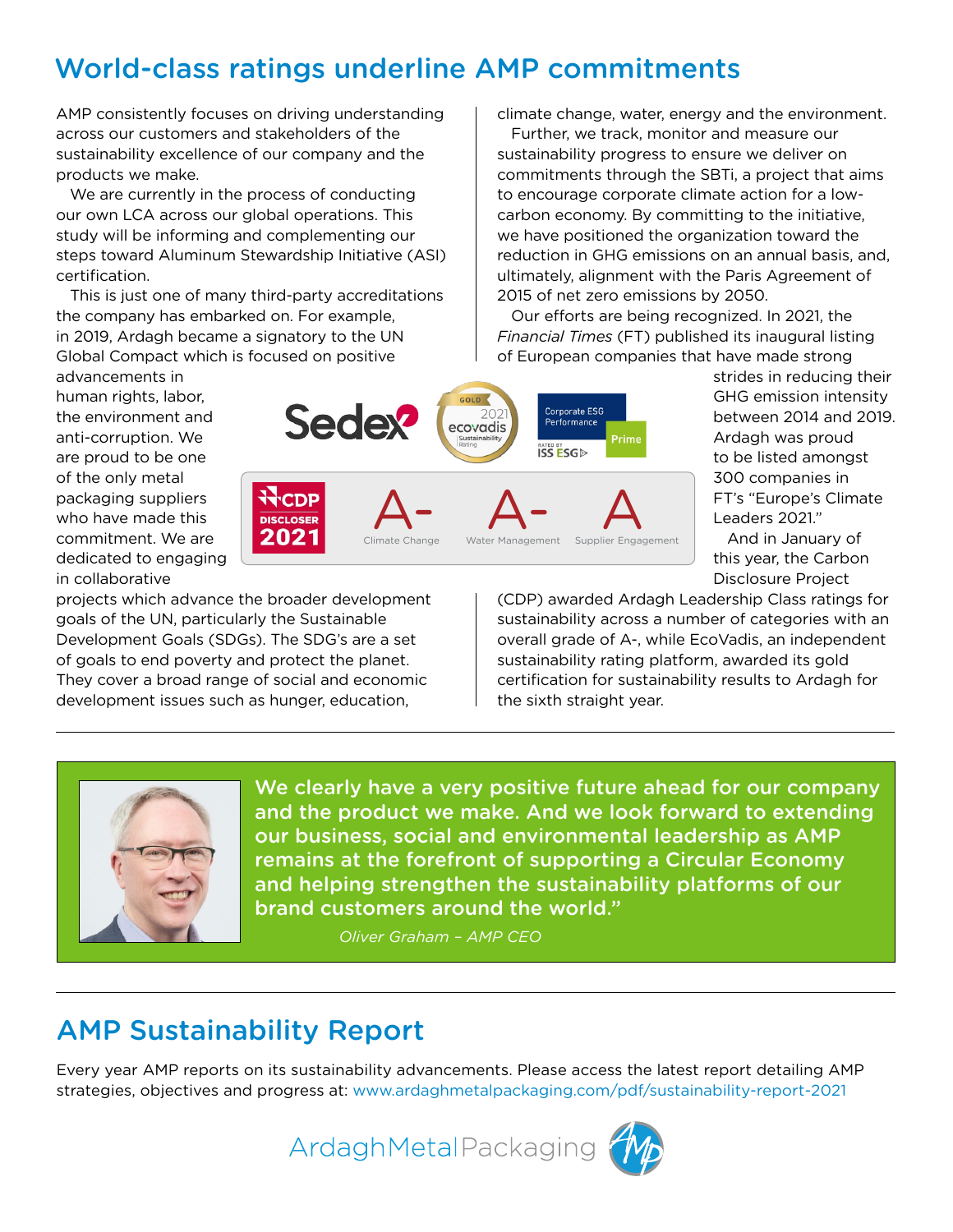# World-class ratings underline AMP commitments

AMP consistently focuses on driving understanding across our customers and stakeholders of the sustainability excellence of our company and the products we make.

We are currently in the process of conducting our own LCA across our global operations. This study will be informing and complementing our steps toward Aluminum Stewardship Initiative (ASI) certification.

This is just one of many third-party accreditations the company has embarked on. For example, in 2019, Ardagh became a signatory to the UN Global Compact which is focused on positive advancements in human rights, labor, the environment and anti-corruption. We are proud to be one of the only metal packaging suppliers who have made this commitment. We are dedicated to engaging in collaborative projects which advance the broader development goals of the UN, particularly the Sustainable Development Goals (SDGs). The SDG's are a set of goals to end poverty and protect the planet. They cover a broad range of social and economic development issues such as hunger, education, climate change, water, energy and the environment.

Further, we track, monitor and measure our sustainability progress to ensure we deliver on commitments through the SBTi, a project that aims to encourage corporate climate action for a low-carbon economy. By committing to the initiative, we have positioned the organization toward the reduction in GHG emissions on an annual basis, and, ultimately, alignment with the Paris Agreement of 2015 of net zero emissions by 2050.

Our efforts are being recognized. In 2021, the *Financial Times* (FT) published its inaugural listing of European companies that have made strong strides in reducing their GHG emission intensity between 2014 and 2019. Ardagh was proud to be listed amongst 300 companies in FT's "Europe's Climate Leaders 2021."

And in January of this year, the Carbon Disclosure Project (CDP) awarded Ardagh Leadership Class ratings for sustainability across a number of categories with an overall grade of A-, while EcoVadis, an independent sustainability rating platform, awarded its gold certification for sustainability results to Ardagh for the sixth straight year.

Sedex

GOLD 2021 ecovadis Sustainability Rating

Corporate ESG Performance Prime RATED BY ISS ESG

CDP DISCLOSER 2021

A- Climate Change

A- Water Management

A Supplier Engagement

We clearly have a very positive future ahead for our company and the product we make. And we look forward to extending our business, social and environmental leadership as AMP remains at the forefront of supporting a Circular Economy and helping strengthen the sustainability platforms of our brand customers around the world."

*Oliver Graham – AMP CEO*

## AMP Sustainability Report

Every year AMP reports on its sustainability advancements. Please access the latest report detailing AMP strategies, objectives and progress at: www.ardaghmetalpackaging.com/pdf/sustainability-report-2021

ArdaghMetalPackaging